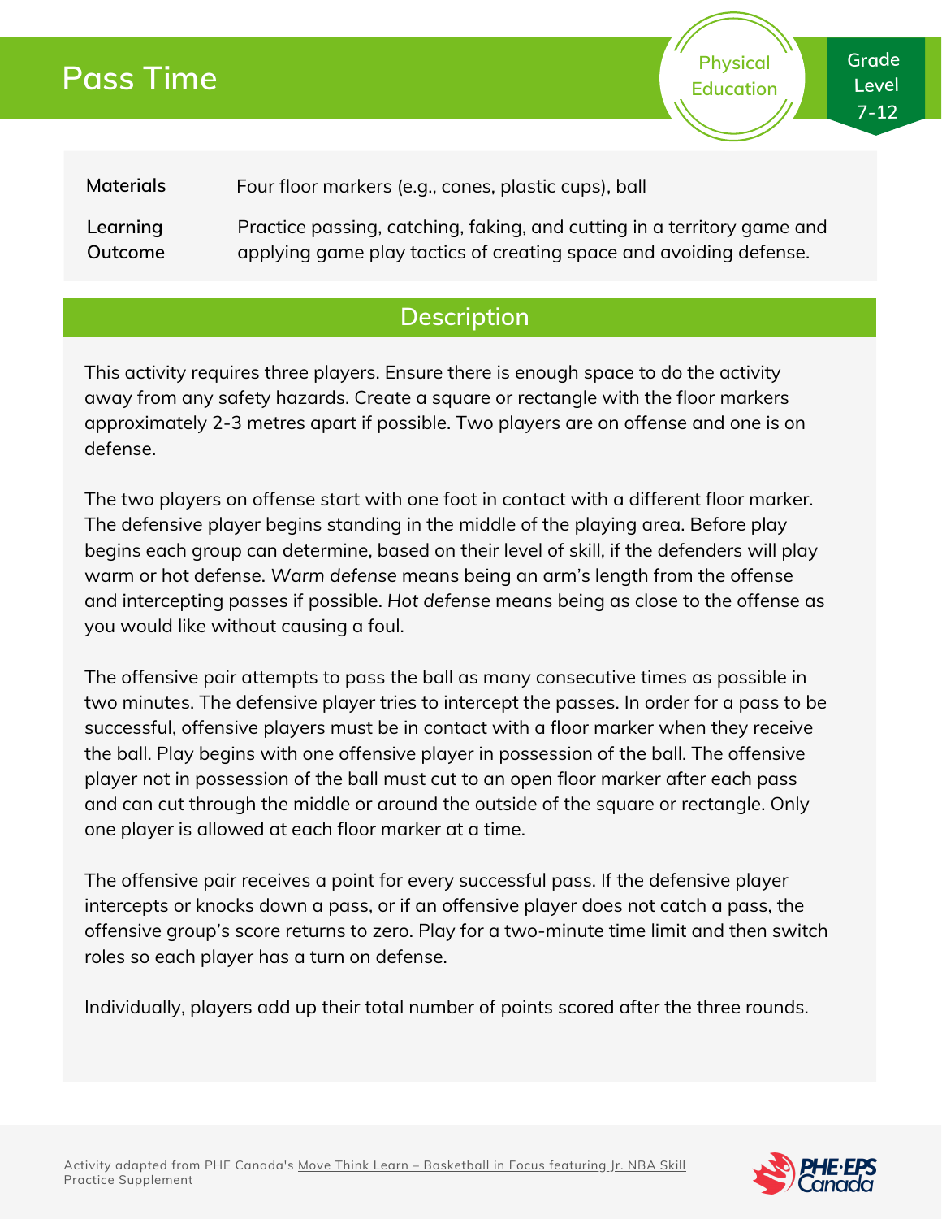# Pass Time

Physical Education

Grade Level 7-12

| | |
|---|---|
| **Materials** | Four floor markers (e.g., cones, plastic cups), ball |
| **Learning Outcome** | Practice passing, catching, faking, and cutting in a territory game and applying game play tactics of creating space and avoiding defense. |

## Description

This activity requires three players. Ensure there is enough space to do the activity away from any safety hazards. Create a square or rectangle with the floor markers approximately 2-3 metres apart if possible. Two players are on offense and one is on defense.

The two players on offense start with one foot in contact with a different floor marker. The defensive player begins standing in the middle of the playing area. Before play begins each group can determine, based on their level of skill, if the defenders will play warm or hot defense. *Warm defense* means being an arm's length from the offense and intercepting passes if possible. *Hot defense* means being as close to the offense as you would like without causing a foul.

The offensive pair attempts to pass the ball as many consecutive times as possible in two minutes. The defensive player tries to intercept the passes. In order for a pass to be successful, offensive players must be in contact with a floor marker when they receive the ball. Play begins with one offensive player in possession of the ball. The offensive player not in possession of the ball must cut to an open floor marker after each pass and can cut through the middle or around the outside of the square or rectangle. Only one player is allowed at each floor marker at a time.

The offensive pair receives a point for every successful pass. If the defensive player intercepts or knocks down a pass, or if an offensive player does not catch a pass, the offensive group's score returns to zero. Play for a two-minute time limit and then switch roles so each player has a turn on defense.

Individually, players add up their total number of points scored after the three rounds.

Activity adapted from PHE Canada's Move Think Learn – Basketball in Focus featuring Jr. NBA Skill Practice Supplement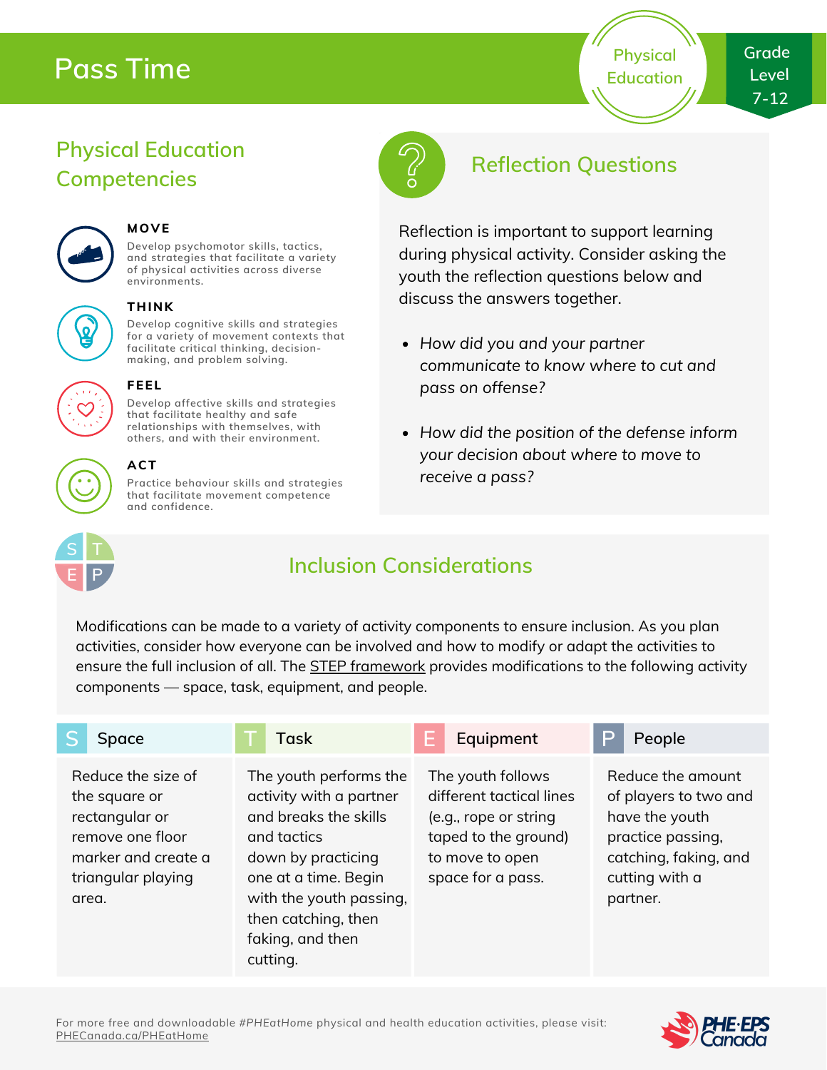# Pass Time

Physical Education

Grade Level 7-12

## Physical Education Competencies

**MOVE**

Develop psychomotor skills, tactics, and strategies that facilitate a variety of physical activities across diverse environments.

**THINK**

Develop cognitive skills and strategies for a variety of movement contexts that facilitate critical thinking, decision-making, and problem solving.

**FEEL**

Develop affective skills and strategies that facilitate healthy and safe relationships with themselves, with others, and with their environment.

**ACT**

Practice behaviour skills and strategies that facilitate movement competence and confidence.

## Reflection Questions

Reflection is important to support learning during physical activity. Consider asking the youth the reflection questions below and discuss the answers together.

- *How did you and your partner communicate to know where to cut and pass on offense?*
- *How did the position of the defense inform your decision about where to move to receive a pass?*

## Inclusion Considerations

Modifications can be made to a variety of activity components to ensure inclusion. As you plan activities, consider how everyone can be involved and how to modify or adapt the activities to ensure the full inclusion of all. The STEP framework provides modifications to the following activity components — space, task, equipment, and people.

| S Space | T Task | E Equipment | P People |
|---|---|---|---|
| Reduce the size of the square or rectangular or remove one floor marker and create a triangular playing area. | The youth performs the activity with a partner and breaks the skills and tactics down by practicing one at a time. Begin with the youth passing, then catching, then faking, and then cutting. | The youth follows different tactical lines (e.g., rope or string taped to the ground) to move to open space for a pass. | Reduce the amount of players to two and have the youth practice passing, catching, faking, and cutting with a partner. |

For more free and downloadable #PHEatHome physical and health education activities, please visit: PHECanada.ca/PHEatHome